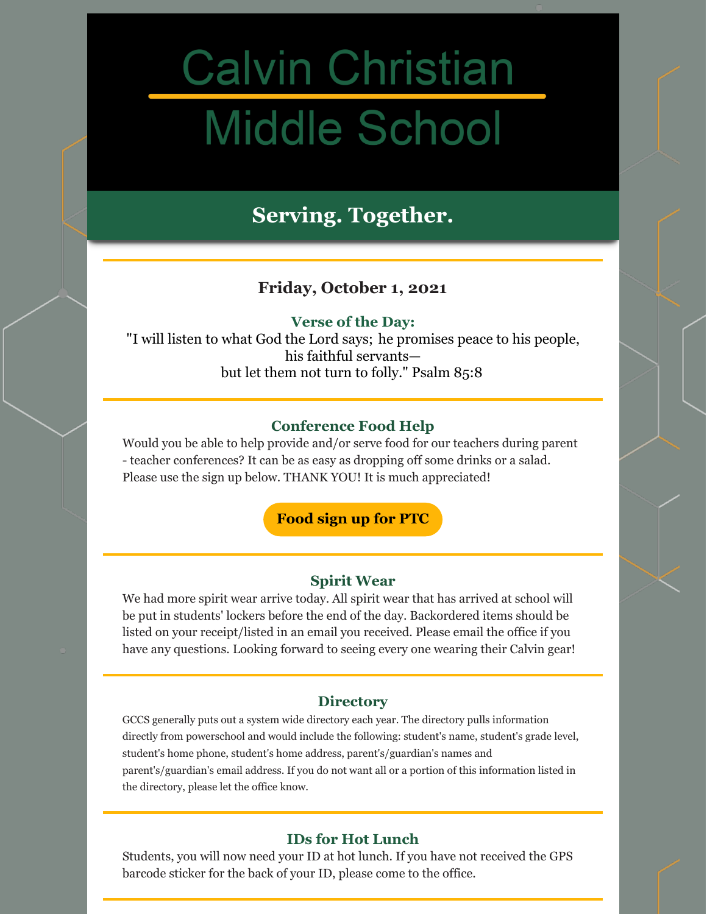# Calvin Christian Middle School

## Serving. Together.

### Friday, October 1, 2021

**Verse of the Day:**

"I will listen to what God the Lord says; he promises peace to his people, his faithful servants—
but let them not turn to folly." Psalm 85:8

### Conference Food Help

Would you be able to help provide and/or serve food for our teachers during parent - teacher conferences? It can be as easy as dropping off some drinks or a salad. Please use the sign up below. THANK YOU! It is much appreciated!

**Food sign up for PTC**

### Spirit Wear

We had more spirit wear arrive today. All spirit wear that has arrived at school will be put in students' lockers before the end of the day. Backordered items should be listed on your receipt/listed in an email you received. Please email the office if you have any questions. Looking forward to seeing every one wearing their Calvin gear!

### Directory

GCCS generally puts out a system wide directory each year. The directory pulls information directly from powerschool and would include the following: student's name, student's grade level, student's home phone, student's home address, parent's/guardian's names and parent's/guardian's email address. If you do not want all or a portion of this information listed in the directory, please let the office know.

### IDs for Hot Lunch

Students, you will now need your ID at hot lunch. If you have not received the GPS barcode sticker for the back of your ID, please come to the office.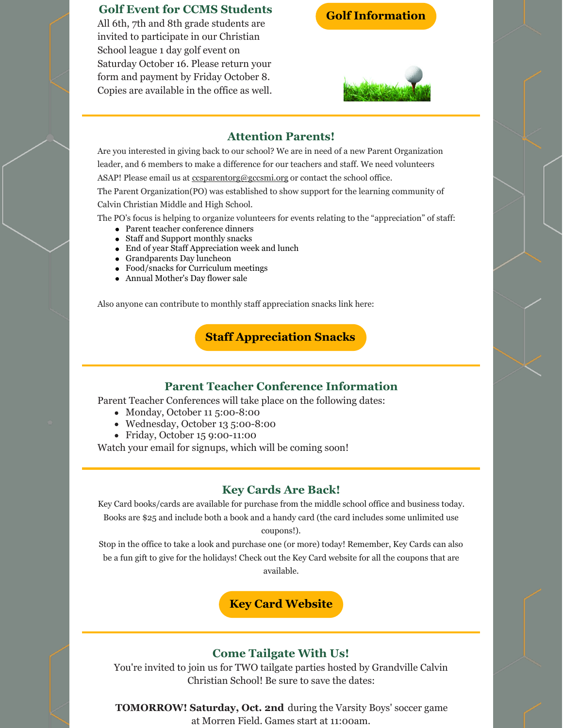## Golf Event for CCMS Students

All 6th, 7th and 8th grade students are invited to participate in our Christian School league 1 day golf event on Saturday October 16. Please return your form and payment by Friday October 8. Copies are available in the office as well.

**Golf Information**

---

## Attention Parents!

Are you interested in giving back to our school? We are in need of a new Parent Organization leader, and 6 members to make a difference for our teachers and staff. We need volunteers ASAP! Please email us at ccsparentorg@gccsmi.org or contact the school office.

The Parent Organization(PO) was established to show support for the learning community of Calvin Christian Middle and High School.

The PO's focus is helping to organize volunteers for events relating to the "appreciation" of staff:

- Parent teacher conference dinners
- Staff and Support monthly snacks
- End of year Staff Appreciation week and lunch
- Grandparents Day luncheon
- Food/snacks for Curriculum meetings
- Annual Mother's Day flower sale

Also anyone can contribute to monthly staff appreciation snacks link here:

**Staff Appreciation Snacks**

---

## Parent Teacher Conference Information

Parent Teacher Conferences will take place on the following dates:

- Monday, October 11 5:00-8:00
- Wednesday, October 13 5:00-8:00
- Friday, October 15 9:00-11:00

Watch your email for signups, which will be coming soon!

---

## Key Cards Are Back!

Key Card books/cards are available for purchase from the middle school office and business today. Books are $25 and include both a book and a handy card (the card includes some unlimited use coupons!).

Stop in the office to take a look and purchase one (or more) today! Remember, Key Cards can also be a fun gift to give for the holidays! Check out the Key Card website for all the coupons that are available.

**Key Card Website**

---

## Come Tailgate With Us!

You're invited to join us for TWO tailgate parties hosted by Grandville Calvin Christian School! Be sure to save the dates:

**TOMORROW! Saturday, Oct. 2nd** during the Varsity Boys' soccer game at Morren Field. Games start at 11:00am.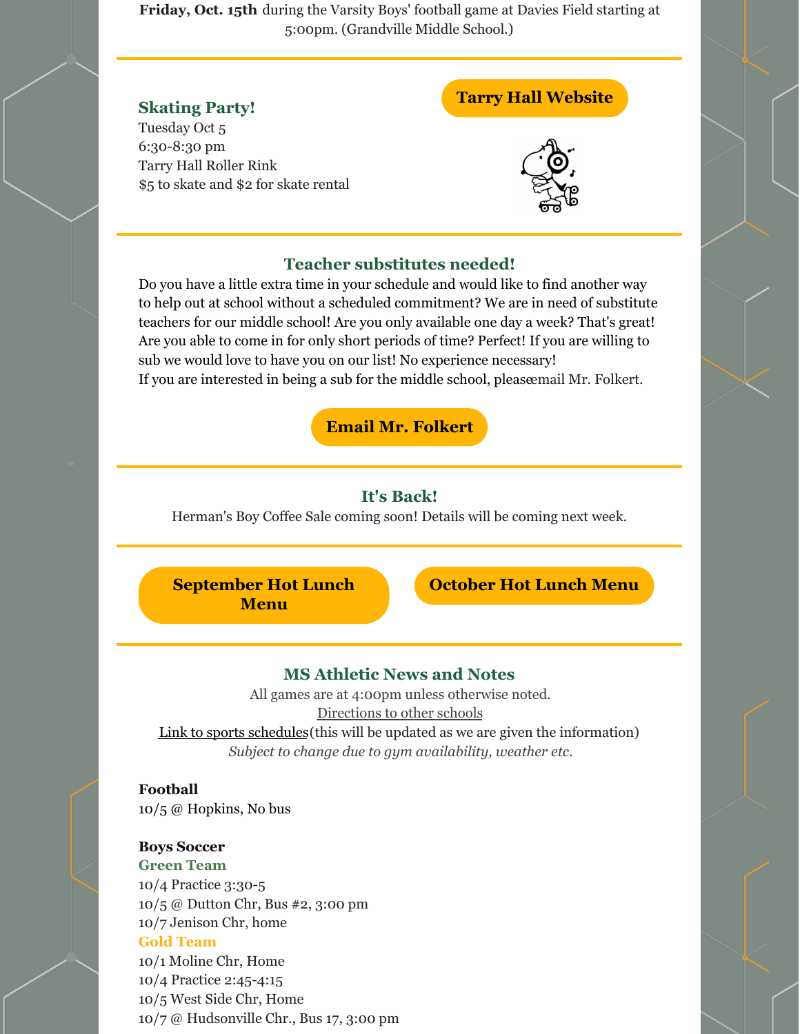**Friday, Oct. 15th** during the Varsity Boys' football game at Davies Field starting at 5:00pm. (Grandville Middle School.)

---

### Skating Party!

Tuesday Oct 5
6:30-8:30 pm
Tarry Hall Roller Rink
$5 to skate and $2 for skate rental

**Tarry Hall Website**

---

### Teacher substitutes needed!

Do you have a little extra time in your schedule and would like to find another way to help out at school without a scheduled commitment? We are in need of substitute teachers for our middle school! Are you only available one day a week? That's great! Are you able to come in for only short periods of time? Perfect! If you are willing to sub we would love to have you on our list! No experience necessary!
If you are interested in being a sub for the middle school, pleaseemail Mr. Folkert.

**Email Mr. Folkert**

---

### It's Back!

Herman's Boy Coffee Sale coming soon! Details will be coming next week.

---

**September Hot Lunch Menu**

**October Hot Lunch Menu**

---

### MS Athletic News and Notes

All games are at 4:00pm unless otherwise noted.
Directions to other schools
Link to sports schedules(this will be updated as we are given the information)
*Subject to change due to gym availability, weather etc.*

**Football**
10/5 @ Hopkins, No bus

**Boys Soccer**

**Green Team**
10/4 Practice 3:30-5
10/5 @ Dutton Chr, Bus #2, 3:00 pm
10/7 Jenison Chr, home

**Gold Team**
10/1 Moline Chr, Home
10/4 Practice 2:45-4:15
10/5 West Side Chr, Home
10/7 @ Hudsonville Chr., Bus 17, 3:00 pm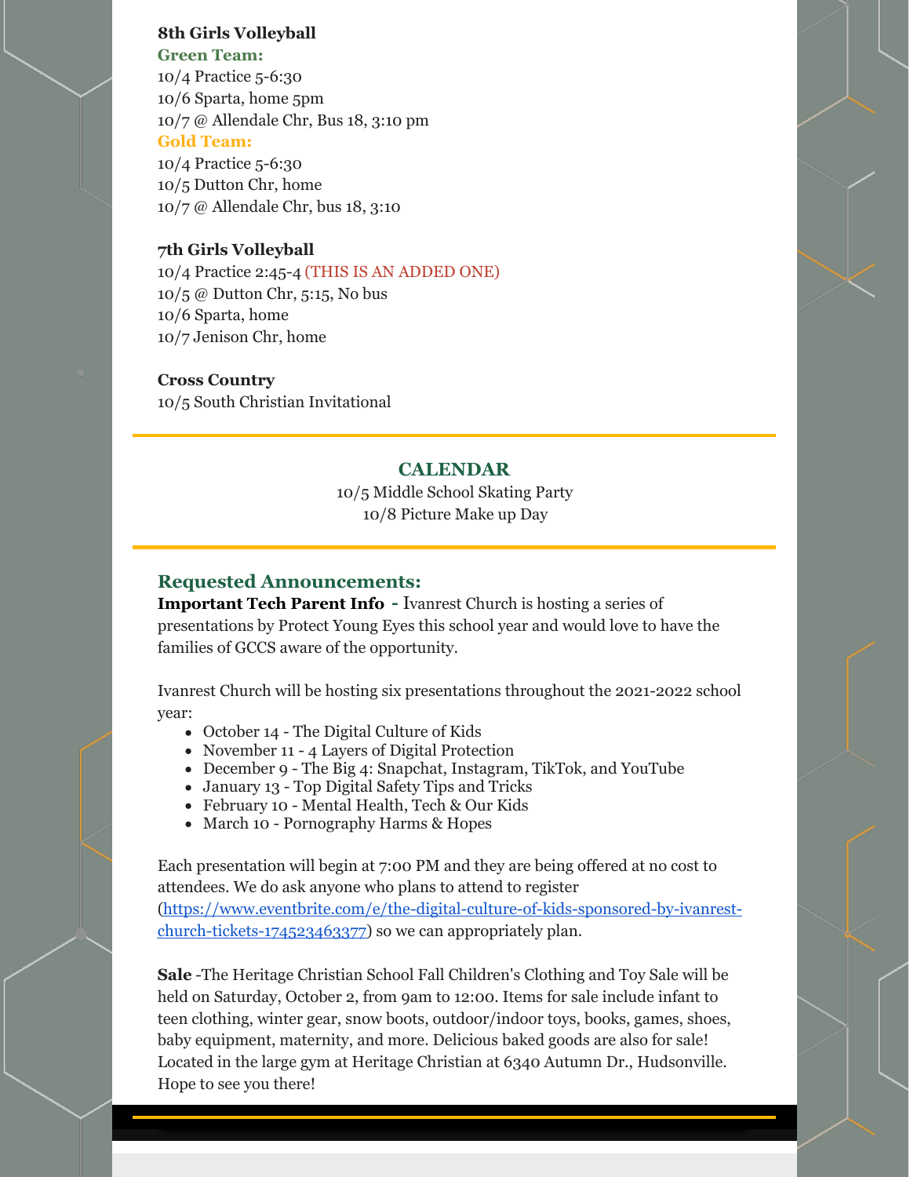**8th Girls Volleyball**

**Green Team:**

10/4 Practice 5-6:30
10/6 Sparta, home 5pm
10/7 @ Allendale Chr, Bus 18, 3:10 pm

**Gold Team:**

10/4 Practice 5-6:30
10/5 Dutton Chr, home
10/7 @ Allendale Chr, bus 18, 3:10

**7th Girls Volleyball**

10/4 Practice 2:45-4 (THIS IS AN ADDED ONE)
10/5 @ Dutton Chr, 5:15, No bus
10/6 Sparta, home
10/7 Jenison Chr, home

**Cross Country**

10/5 South Christian Invitational

---

## CALENDAR

10/5 Middle School Skating Party
10/8 Picture Make up Day

---

## Requested Announcements:

**Important Tech Parent Info -** Ivanrest Church is hosting a series of presentations by Protect Young Eyes this school year and would love to have the families of GCCS aware of the opportunity.

Ivanrest Church will be hosting six presentations throughout the 2021-2022 school year:

- October 14 - The Digital Culture of Kids
- November 11 - 4 Layers of Digital Protection
- December 9 - The Big 4: Snapchat, Instagram, TikTok, and YouTube
- January 13 - Top Digital Safety Tips and Tricks
- February 10 - Mental Health, Tech & Our Kids
- March 10 - Pornography Harms & Hopes

Each presentation will begin at 7:00 PM and they are being offered at no cost to attendees. We do ask anyone who plans to attend to register (https://www.eventbrite.com/e/the-digital-culture-of-kids-sponsored-by-ivanrest-church-tickets-174523463377) so we can appropriately plan.

**Sale** -The Heritage Christian School Fall Children's Clothing and Toy Sale will be held on Saturday, October 2, from 9am to 12:00. Items for sale include infant to teen clothing, winter gear, snow boots, outdoor/indoor toys, books, games, shoes, baby equipment, maternity, and more. Delicious baked goods are also for sale! Located in the large gym at Heritage Christian at 6340 Autumn Dr., Hudsonville. Hope to see you there!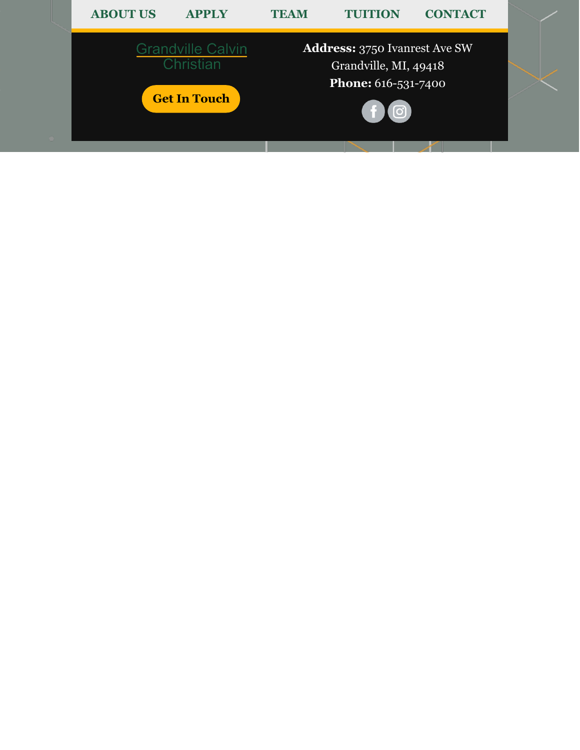ABOUT US APPLY TEAM TUITION CONTACT

Grandville Calvin Christian

Get In Touch

**Address:** 3750 Ivanrest Ave SW
Grandville, MI, 49418
**Phone:** 616-531-7400